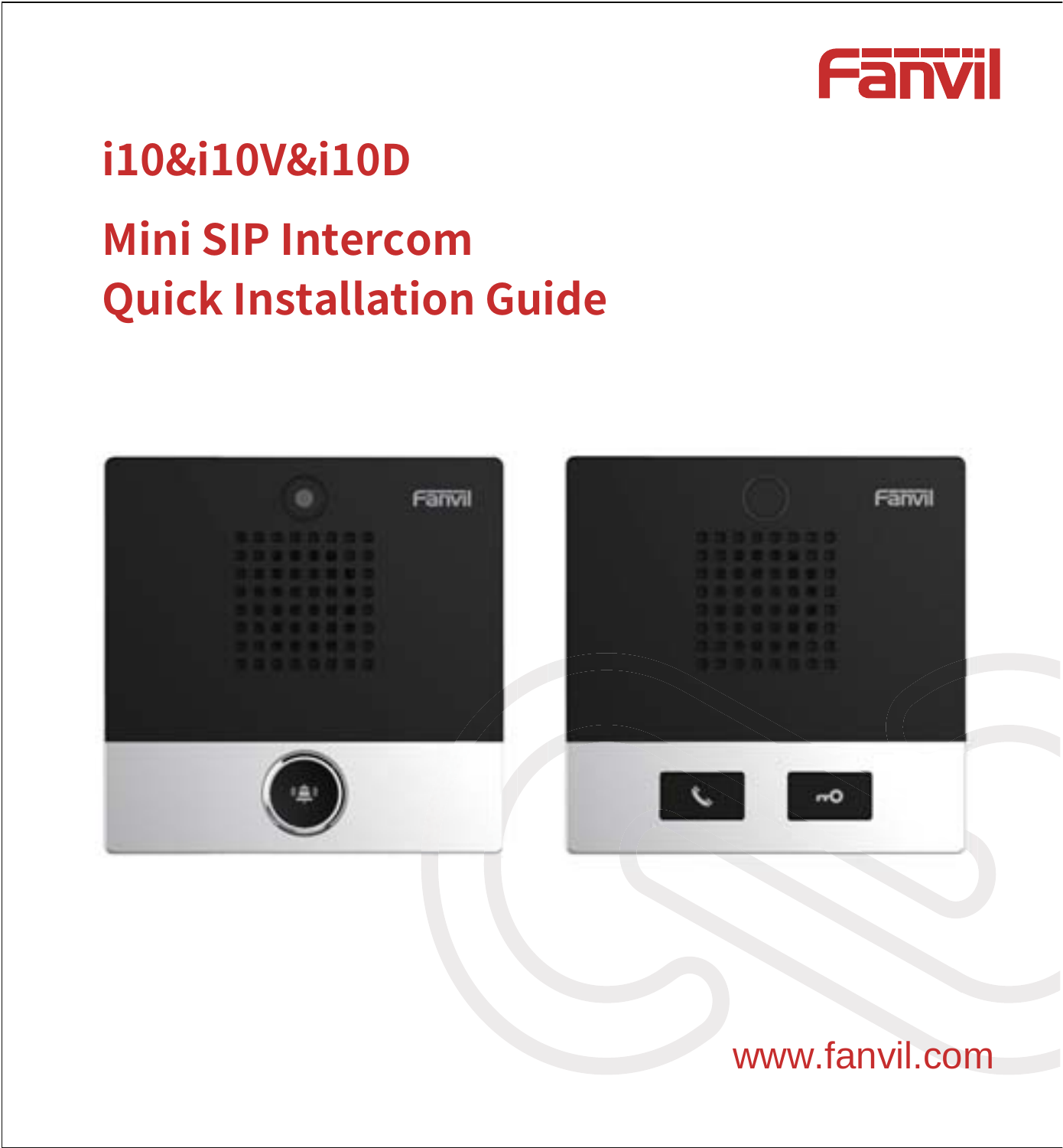# i10&i10V&i10D

## Mini SIP Intercom
## Quick Installation Guide

www.fanvil.com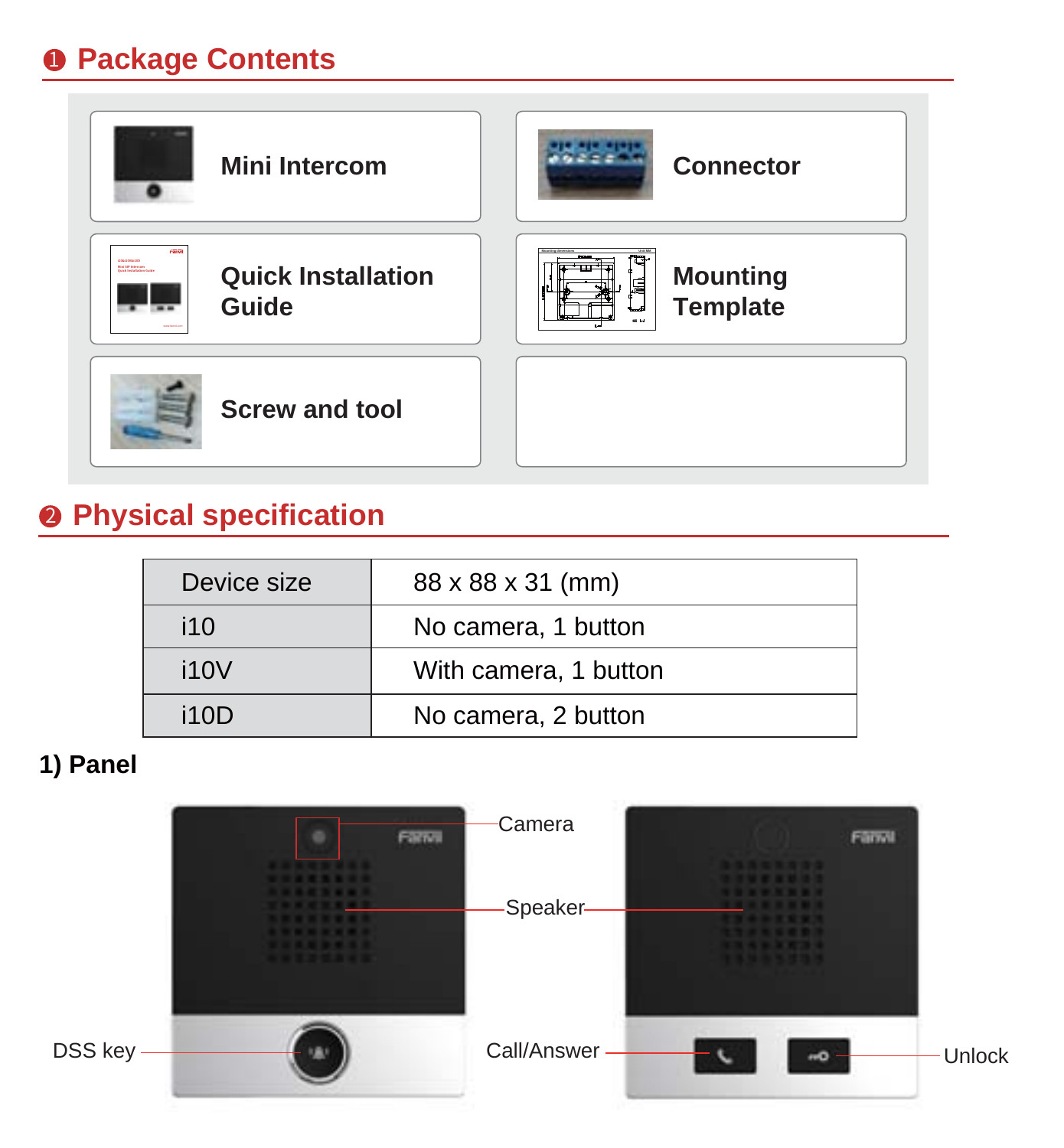## ❶ Package Contents

- Mini Intercom
- Connector
- Quick Installation Guide
- Mounting Template
- Screw and tool

## ❷ Physical specification

| Device size | 88 x 88 x 31 (mm) |
| --- | --- |
| i10 | No camera, 1 button |
| i10V | With camera, 1 button |
| i10D | No camera, 2 button |

### 1) Panel

Camera

Speaker

DSS key

Call/Answer

Unlock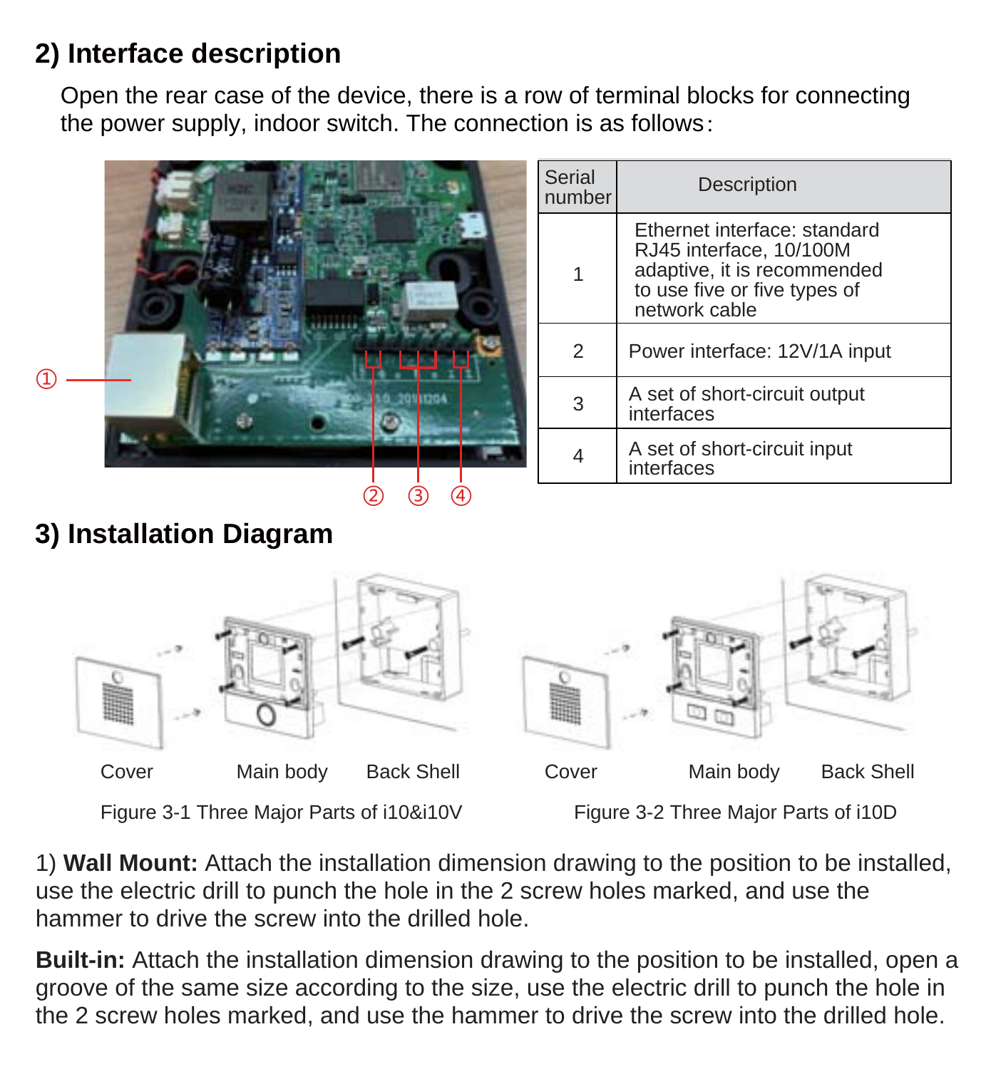## 2) Interface description

Open the rear case of the device, there is a row of terminal blocks for connecting the power supply, indoor switch. The connection is as follows:

| Serial number | Description |
|---|---|
| 1 | Ethernet interface: standard RJ45 interface, 10/100M adaptive, it is recommended to use five or five types of network cable |
| 2 | Power interface: 12V/1A input |
| 3 | A set of short-circuit output interfaces |
| 4 | A set of short-circuit input interfaces |

## 3) Installation Diagram

Cover Main body Back Shell

Figure 3-1 Three Major Parts of i10&i10V

Cover Main body Back Shell

Figure 3-2 Three Major Parts of i10D

1) **Wall Mount:** Attach the installation dimension drawing to the position to be installed, use the electric drill to punch the hole in the 2 screw holes marked, and use the hammer to drive the screw into the drilled hole.

**Built-in:** Attach the installation dimension drawing to the position to be installed, open a groove of the same size according to the size, use the electric drill to punch the hole in the 2 screw holes marked, and use the hammer to drive the screw into the drilled hole.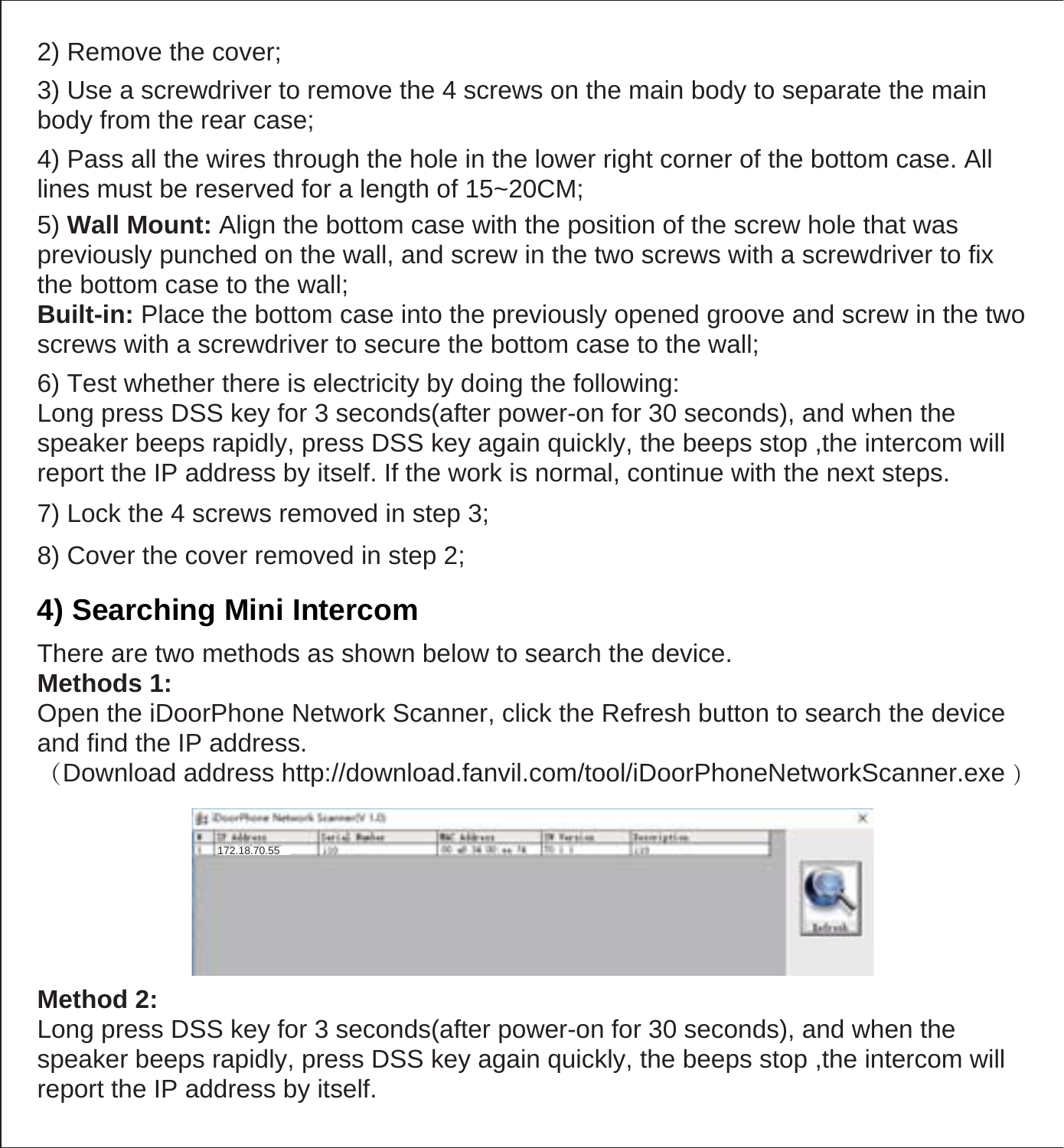2) Remove the cover;

3) Use a screwdriver to remove the 4 screws on the main body to separate the main body from the rear case;

4) Pass all the wires through the hole in the lower right corner of the bottom case. All lines must be reserved for a length of 15~20CM;

5) **Wall Mount:** Align the bottom case with the position of the screw hole that was previously punched on the wall, and screw in the two screws with a screwdriver to fix the bottom case to the wall;
**Built-in:** Place the bottom case into the previously opened groove and screw in the two screws with a screwdriver to secure the bottom case to the wall;

6) Test whether there is electricity by doing the following:
Long press DSS key for 3 seconds(after power-on for 30 seconds), and when the speaker beeps rapidly, press DSS key again quickly, the beeps stop ,the intercom will report the IP address by itself. If the work is normal, continue with the next steps.

7) Lock the 4 screws removed in step 3;

8) Cover the cover removed in step 2;

## 4) Searching Mini Intercom

There are two methods as shown below to search the device.
**Methods 1:**
Open the iDoorPhone Network Scanner, click the Refresh button to search the device and find the IP address.
（Download address http://download.fanvil.com/tool/iDoorPhoneNetworkScanner.exe）

**Method 2:**
Long press DSS key for 3 seconds(after power-on for 30 seconds), and when the speaker beeps rapidly, press DSS key again quickly, the beeps stop ,the intercom will report the IP address by itself.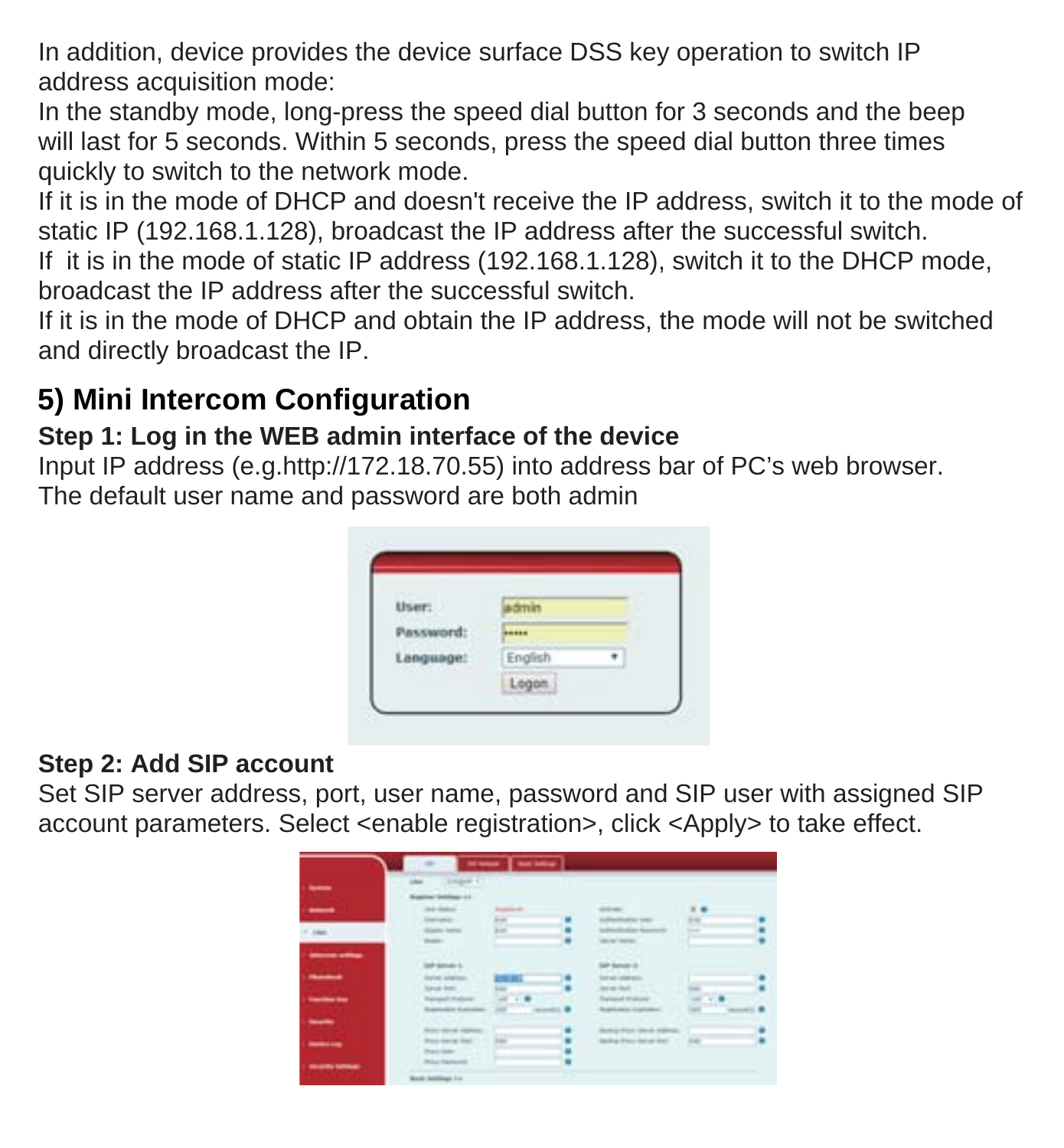In addition, device provides the device surface DSS key operation to switch IP address acquisition mode:

In the standby mode, long-press the speed dial button for 3 seconds and the beep will last for 5 seconds. Within 5 seconds, press the speed dial button three times quickly to switch to the network mode.

If it is in the mode of DHCP and doesn't receive the IP address, switch it to the mode of static IP (192.168.1.128), broadcast the IP address after the successful switch.

If it is in the mode of static IP address (192.168.1.128), switch it to the DHCP mode, broadcast the IP address after the successful switch.

If it is in the mode of DHCP and obtain the IP address, the mode will not be switched and directly broadcast the IP.

## 5) Mini Intercom Configuration

### Step 1: Log in the WEB admin interface of the device

Input IP address (e.g.http://172.18.70.55) into address bar of PC's web browser. The default user name and password are both admin

### Step 2: Add SIP account

Set SIP server address, port, user name, password and SIP user with assigned SIP account parameters. Select <enable registration>, click <Apply> to take effect.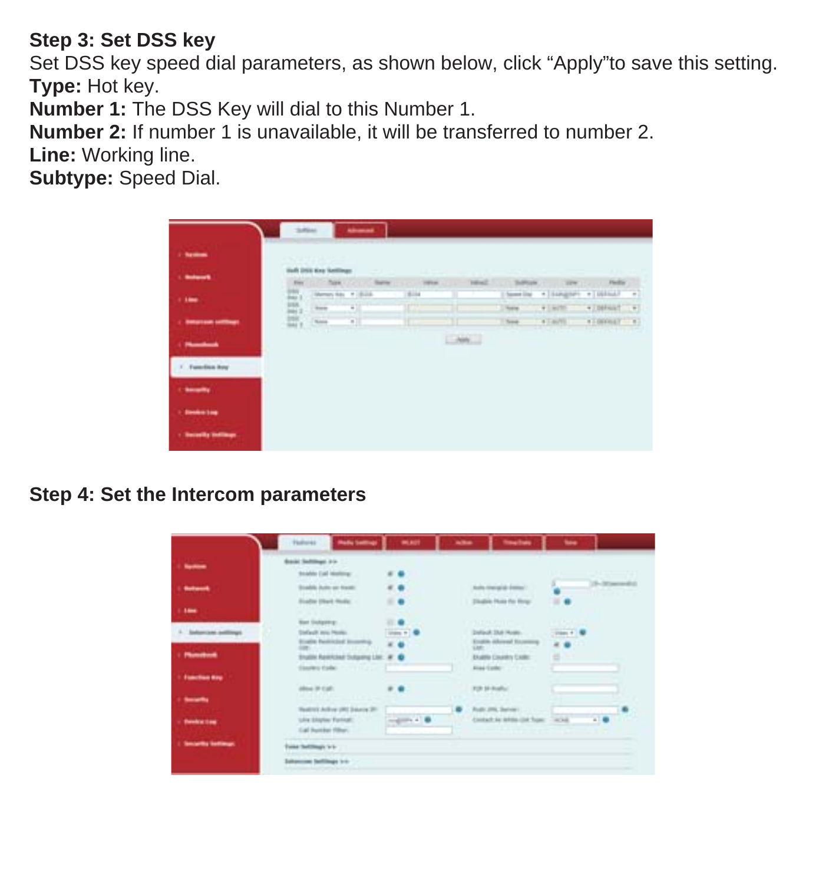**Step 3: Set DSS key**

Set DSS key speed dial parameters, as shown below, click “Apply”to save this setting.

**Type:** Hot key.

**Number 1:** The DSS Key will dial to this Number 1.

**Number 2:** If number 1 is unavailable, it will be transferred to number 2.

**Line:** Working line.

**Subtype:** Speed Dial.

**Step 4: Set the Intercom parameters**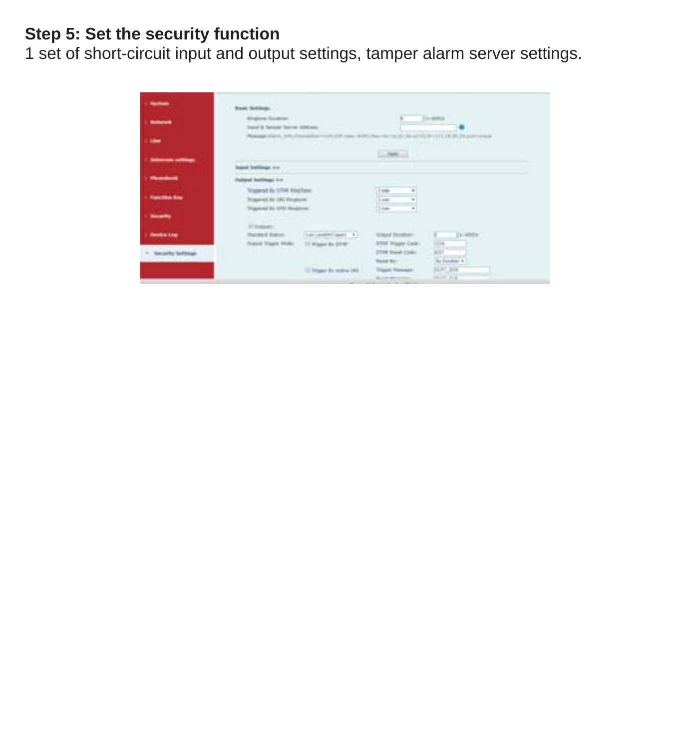**Step 5: Set the security function**

1 set of short-circuit input and output settings, tamper alarm server settings.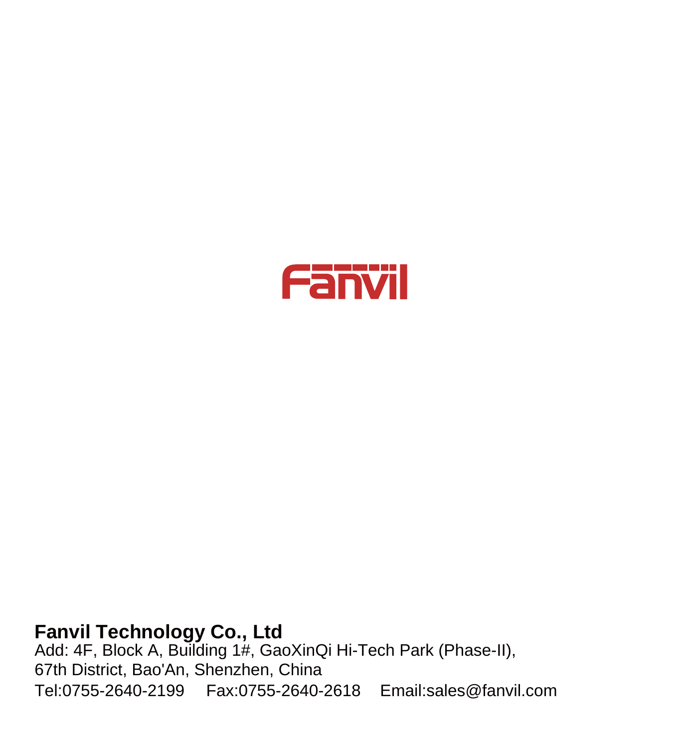Fanvil

**Fanvil Technology Co., Ltd**
Add: 4F, Block A, Building 1#, GaoXinQi Hi-Tech Park (Phase-II),
67th District, Bao'An, Shenzhen, China
Tel:0755-2640-2199 Fax:0755-2640-2618 Email:sales@fanvil.com